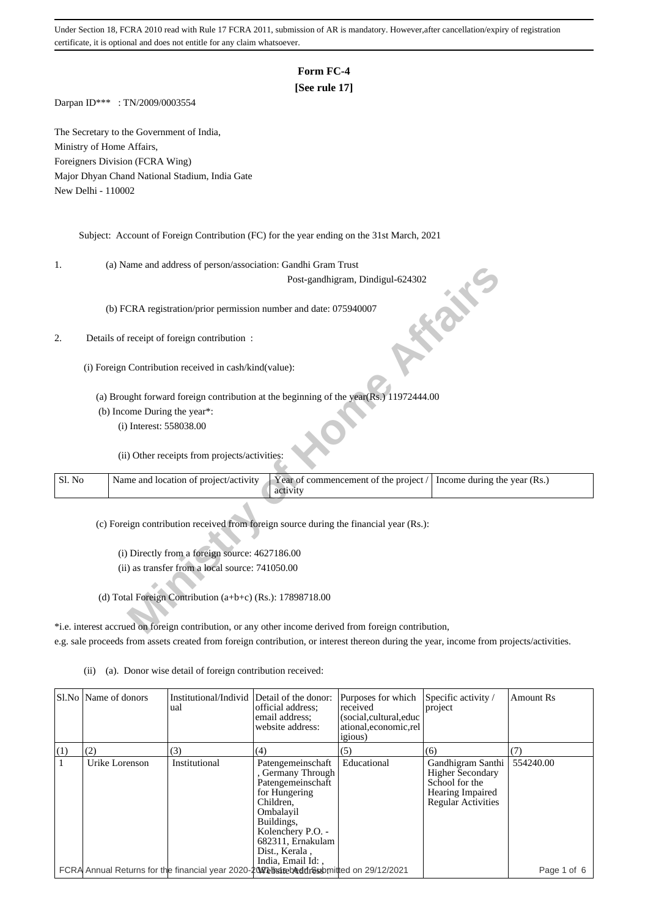Under Section 18, FCRA 2010 read with Rule 17 FCRA 2011, submission of AR is mandatory. However,after cancellation/expiry of registration certificate, it is optional and does not entitle for any claim whatsoever.

# Form FC-4

**[See rule 17]**

Darpan ID*** : TN/2009/0003554

The Secretary to the Government of India,
Ministry of Home Affairs,
Foreigners Division (FCRA Wing)
Major Dhyan Chand National Stadium, India Gate
New Delhi - 110002

Subject: Account of Foreign Contribution (FC) for the year ending on the 31st March, 2021

1. (a) Name and address of person/association: Gandhi Gram Trust
Post-gandhigram, Dindigul-624302

(b) FCRA registration/prior permission number and date: 075940007

2. Details of receipt of foreign contribution :

(i) Foreign Contribution received in cash/kind(value):

(a) Brought forward foreign contribution at the beginning of the year(Rs.) 11972444.00

(b) Income During the year*:

(i) Interest: 558038.00

(ii) Other receipts from projects/activities:

| Sl. No | Name and location of project/activity | Year of commencement of the project / activity | Income during the year (Rs.) |
|---|---|---|---|

(c) Foreign contribution received from foreign source during the financial year (Rs.):

(i) Directly from a foreign source: 4627186.00

(ii) as transfer from a local source: 741050.00

(d) Total Foreign Contribution (a+b+c) (Rs.): 17898718.00

*i.e. interest accrued on foreign contribution, or any other income derived from foreign contribution, e.g. sale proceeds from assets created from foreign contribution, or interest thereon during the year, income from projects/activities.

(ii) (a). Donor wise detail of foreign contribution received:

| Sl.No | Name of donors | Institutional/Individual | Detail of the donor: official address; email address; website address: | Purposes for which received (social,cultural,educational,economic,religious) | Specific activity / project | Amount Rs |
|---|---|---|---|---|---|---|
| (1) | (2) | (3) | (4) | (5) | (6) | (7) |
| 1 | Urike Lorenson | Institutional | Patengemeinschaft , Germany Through Patengemeinschaft for Hungering Children, Ombalayil Buildings, Kolenchery P.O. - 682311, Ernakulam Dist., Kerala , India, Email Id: , Website Address: | Educational | Gandhigram Santhi Higher Secondary School for the Hearing Impaired Regular Activities | 554240.00 |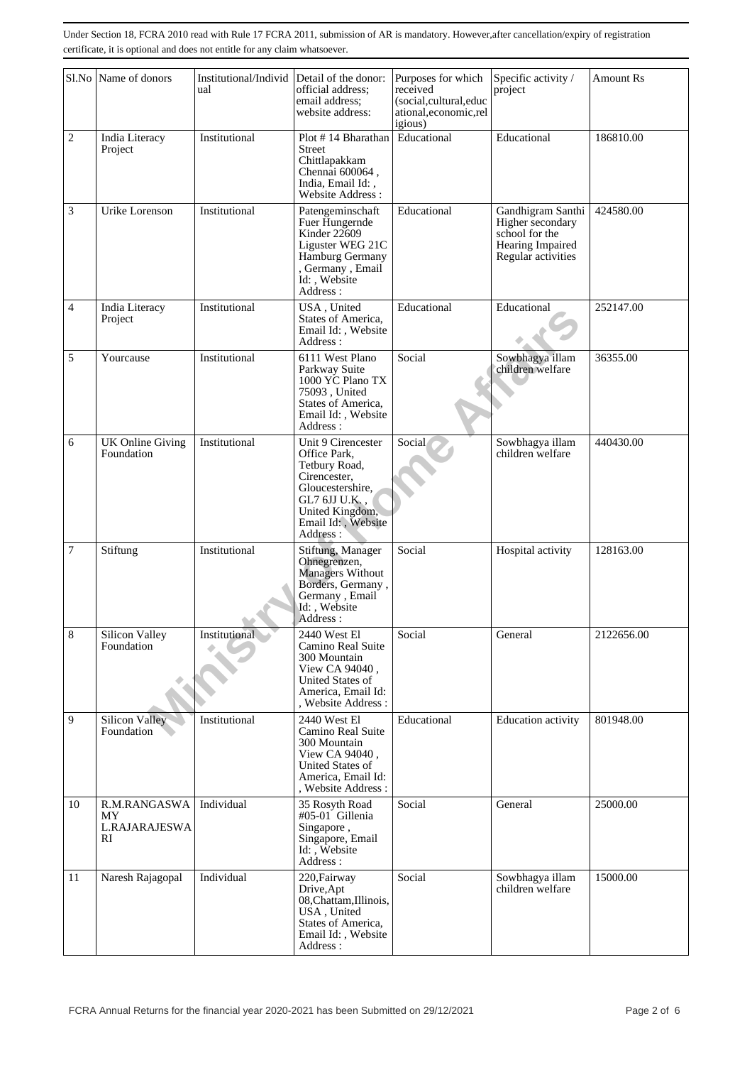Under Section 18, FCRA 2010 read with Rule 17 FCRA 2011, submission of AR is mandatory. However,after cancellation/expiry of registration certificate, it is optional and does not entitle for any claim whatsoever.

| Sl.No | Name of donors | Institutional/Individual | Detail of the donor: official address; email address; website address: | Purposes for which received (social,cultural,educational,economic,religious) | Specific activity / project | Amount Rs |
|---|---|---|---|---|---|---|
| 2 | India Literacy Project | Institutional | Plot # 14 Bharathan Street Chittlapakkam Chennai 600064 , India, Email Id: , Website Address : | Educational | Educational | 186810.00 |
| 3 | Urike Lorenson | Institutional | Patengeminschaft Fuer Hungernde Kinder 22609 Liguster WEG 21C Hamburg Germany , Germany , Email Id: , Website Address : | Educational | Gandhigram Santhi Higher secondary school for the Hearing Impaired Regular activities | 424580.00 |
| 4 | India Literacy Project | Institutional | USA , United States of America, Email Id: , Website Address : | Educational | Educational | 252147.00 |
| 5 | Yourcause | Institutional | 6111 West Plano Parkway Suite 1000 YC Plano TX 75093 , United States of America, Email Id: , Website Address : | Social | Sowbhagya illam children welfare | 36355.00 |
| 6 | UK Online Giving Foundation | Institutional | Unit 9 Cirencester Office Park, Tetbury Road, Cirencester, Gloucestershire, GL7 6JJ U.K. , United Kingdom, Email Id: , Website Address : | Social | Sowbhagya illam children welfare | 440430.00 |
| 7 | Stiftung | Institutional | Stiftung, Manager Ohnegrenzen, Managers Without Borders, Germany , Germany , Email Id: , Website Address : | Social | Hospital activity | 128163.00 |
| 8 | Silicon Valley Foundation | Institutional | 2440 West El Camino Real Suite 300 Mountain View CA 94040 , United States of America, Email Id: , Website Address : | Social | General | 2122656.00 |
| 9 | Silicon Valley Foundation | Institutional | 2440 West El Camino Real Suite 300 Mountain View CA 94040 , United States of America, Email Id: , Website Address : | Educational | Education activity | 801948.00 |
| 10 | R.M.RANGASWAMY L.RAJARAJESWARI | Individual | 35 Rosyth Road #05-01 Gillenia Singapore , Singapore, Email Id: , Website Address : | Social | General | 25000.00 |
| 11 | Naresh Rajagopal | Individual | 220,Fairway Drive,Apt 08,Chattam,Illinois, USA , United States of America, Email Id: , Website Address : | Social | Sowbhagya illam children welfare | 15000.00 |

FCRA Annual Returns for the financial year 2020-2021 has been Submitted on 29/12/2021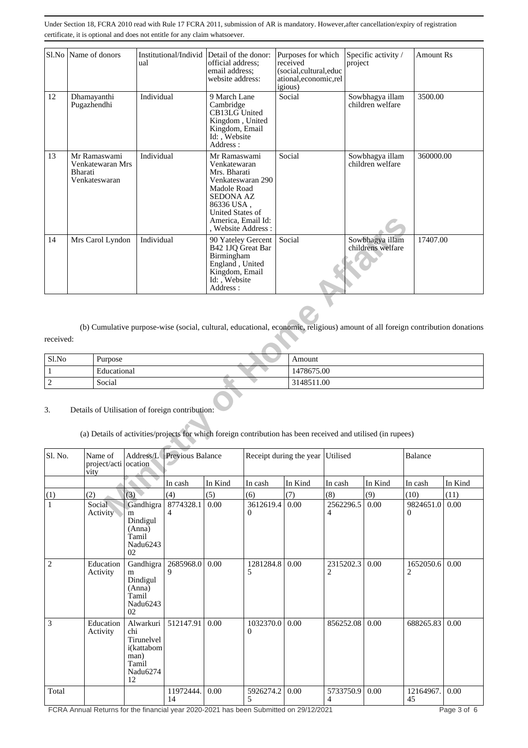Under Section 18, FCRA 2010 read with Rule 17 FCRA 2011, submission of AR is mandatory. However,after cancellation/expiry of registration certificate, it is optional and does not entitle for any claim whatsoever.

| Sl.No | Name of donors | Institutional/Individual | Detail of the donor: official address; email address; website address: | Purposes for which received (social,cultural,educational,economic,religious) | Specific activity / project | Amount Rs |
|---|---|---|---|---|---|---|
| 12 | Dhamayanthi Pugazhendhi | Individual | 9 March Lane Cambridge CB13LG United Kingdom , United Kingdom, Email Id: , Website Address : | Social | Sowbhagya illam children welfare | 3500.00 |
| 13 | Mr Ramaswami Venkatewaran Mrs Bharati Venkateswaran | Individual | Mr Ramaswami Venkatewaran Mrs. Bharati Venkateswaran 290 Madole Road SEDONA AZ 86336 USA , United States of America, Email Id: , Website Address : | Social | Sowbhagya illam children welfare | 360000.00 |
| 14 | Mrs Carol Lyndon | Individual | 90 Yateley Gercent B42 1JQ Great Bar Birmingham England , United Kingdom, Email Id: , Website Address : | Social | Sowbhagya illam childrens welfare | 17407.00 |

(b) Cumulative purpose-wise (social, cultural, educational, economic, religious) amount of all foreign contribution donations received:

| Sl.No | Purpose | Amount |
|---|---|---|
| 1 | Educational | 1478675.00 |
| 2 | Social | 3148511.00 |

3. Details of Utilisation of foreign contribution:

(a) Details of activities/projects for which foreign contribution has been received and utilised (in rupees)

| Sl. No. | Name of project/activity | Address/Location | Previous Balance | | Receipt during the year | | Utilised | | Balance | |
|---|---|---|---|---|---|---|---|---|---|---|
| | | | In cash | In Kind | In cash | In Kind | In cash | In Kind | In cash | In Kind |
| (1) | (2) | (3) | (4) | (5) | (6) | (7) | (8) | (9) | (10) | (11) |
| 1 | Social Activity | Gandhigram Dindigul (Anna) Tamil Nadu624302 | 8774328.14 | 0.00 | 3612619.40 | 0.00 | 2562296.54 | 0.00 | 9824651.00 | 0.00 |
| 2 | Education Activity | Gandhigram Dindigul (Anna) Tamil Nadu624302 | 2685968.09 | 0.00 | 1281284.85 | 0.00 | 2315202.32 | 0.00 | 1652050.62 | 0.00 |
| 3 | Education Activity | Alwarkurichi Tirunelveli(kattabomman) Tamil Nadu627412 | 512147.91 | 0.00 | 1032370.00 | 0.00 | 856252.08 | 0.00 | 688265.83 | 0.00 |
| Total | | | 11972444.14 | 0.00 | 5926274.25 | 0.00 | 5733750.94 | 0.00 | 12164967.45 | 0.00 |

FCRA Annual Returns for the financial year 2020-2021 has been Submitted on 29/12/2021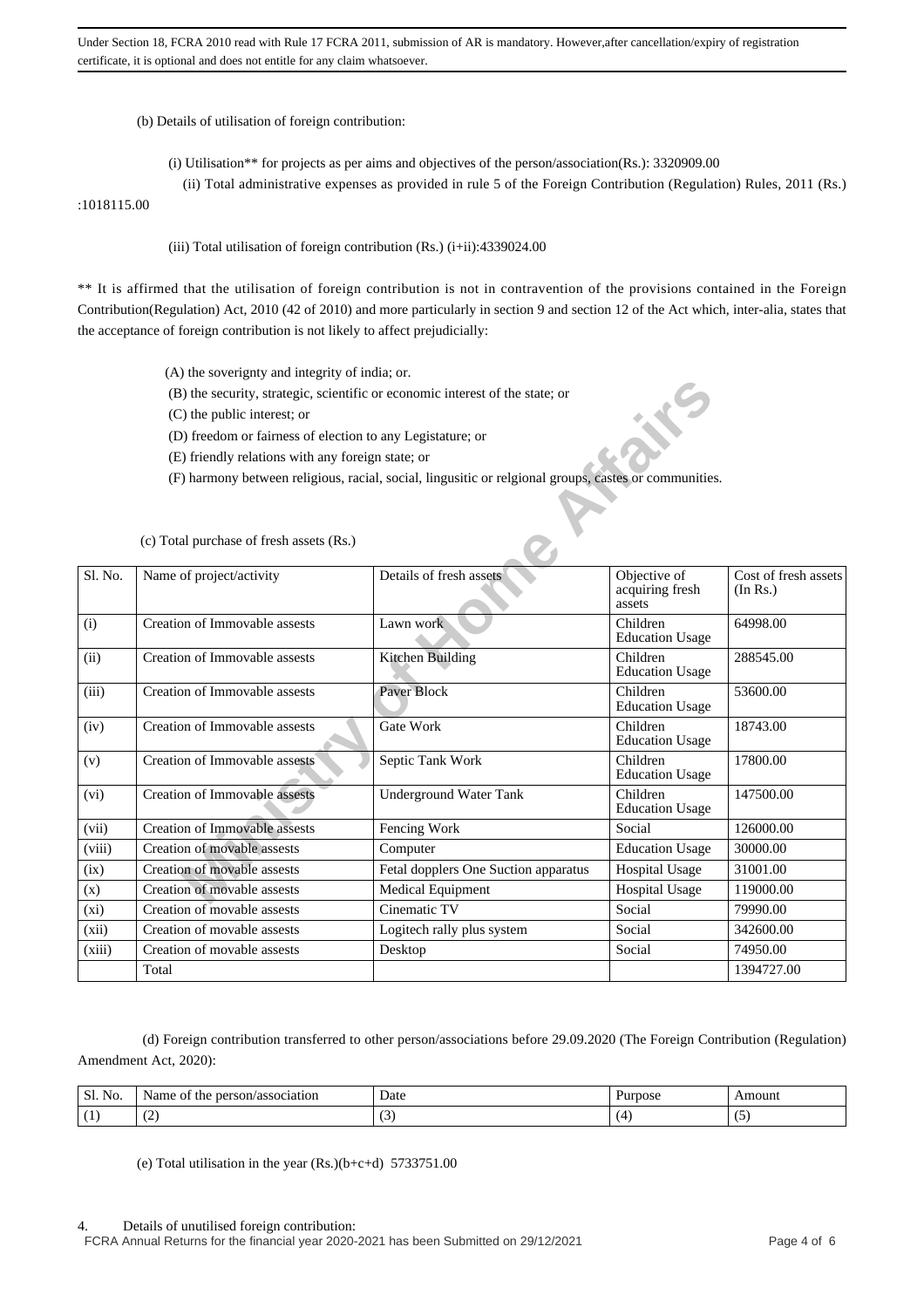Under Section 18, FCRA 2010 read with Rule 17 FCRA 2011, submission of AR is mandatory. However,after cancellation/expiry of registration certificate, it is optional and does not entitle for any claim whatsoever.

(b) Details of utilisation of foreign contribution:

(i) Utilisation** for projects as per aims and objectives of the person/association(Rs.): 3320909.00

(ii) Total administrative expenses as provided in rule 5 of the Foreign Contribution (Regulation) Rules, 2011 (Rs.) :1018115.00

(iii) Total utilisation of foreign contribution (Rs.) (i+ii):4339024.00

** It is affirmed that the utilisation of foreign contribution is not in contravention of the provisions contained in the Foreign Contribution(Regulation) Act, 2010 (42 of 2010) and more particularly in section 9 and section 12 of the Act which, inter-alia, states that the acceptance of foreign contribution is not likely to affect prejudicially:

(A) the soverignty and integrity of india; or.
(B) the security, strategic, scientific or economic interest of the state; or
(C) the public interest; or
(D) freedom or fairness of election to any Legistature; or
(E) friendly relations with any foreign state; or
(F) harmony between religious, racial, social, lingusitic or relgional groups, castes or communities.

(c) Total purchase of fresh assets (Rs.)

| Sl. No. | Name of project/activity | Details of fresh assets | Objective of acquiring fresh assets | Cost of fresh assets (In Rs.) |
|---|---|---|---|---|
| (i) | Creation of Immovable assests | Lawn work | Children Education Usage | 64998.00 |
| (ii) | Creation of Immovable assests | Kitchen Building | Children Education Usage | 288545.00 |
| (iii) | Creation of Immovable assests | Paver Block | Children Education Usage | 53600.00 |
| (iv) | Creation of Immovable assests | Gate Work | Children Education Usage | 18743.00 |
| (v) | Creation of Immovable assests | Septic Tank Work | Children Education Usage | 17800.00 |
| (vi) | Creation of Immovable assests | Underground Water Tank | Children Education Usage | 147500.00 |
| (vii) | Creation of Immovable assests | Fencing Work | Social | 126000.00 |
| (viii) | Creation of movable assests | Computer | Education Usage | 30000.00 |
| (ix) | Creation of movable assests | Fetal dopplers One Suction apparatus | Hospital Usage | 31001.00 |
| (x) | Creation of movable assests | Medical Equipment | Hospital Usage | 119000.00 |
| (xi) | Creation of movable assests | Cinematic TV | Social | 79990.00 |
| (xii) | Creation of movable assests | Logitech rally plus system | Social | 342600.00 |
| (xiii) | Creation of movable assests | Desktop | Social | 74950.00 |
| | Total | | | 1394727.00 |

(d) Foreign contribution transferred to other person/associations before 29.09.2020 (The Foreign Contribution (Regulation) Amendment Act, 2020):

| Sl. No. | Name of the person/association | Date | Purpose | Amount |
|---|---|---|---|---|
| (1) | (2) | (3) | (4) | (5) |

(e) Total utilisation in the year (Rs.)(b+c+d) 5733751.00

4. Details of unutilised foreign contribution: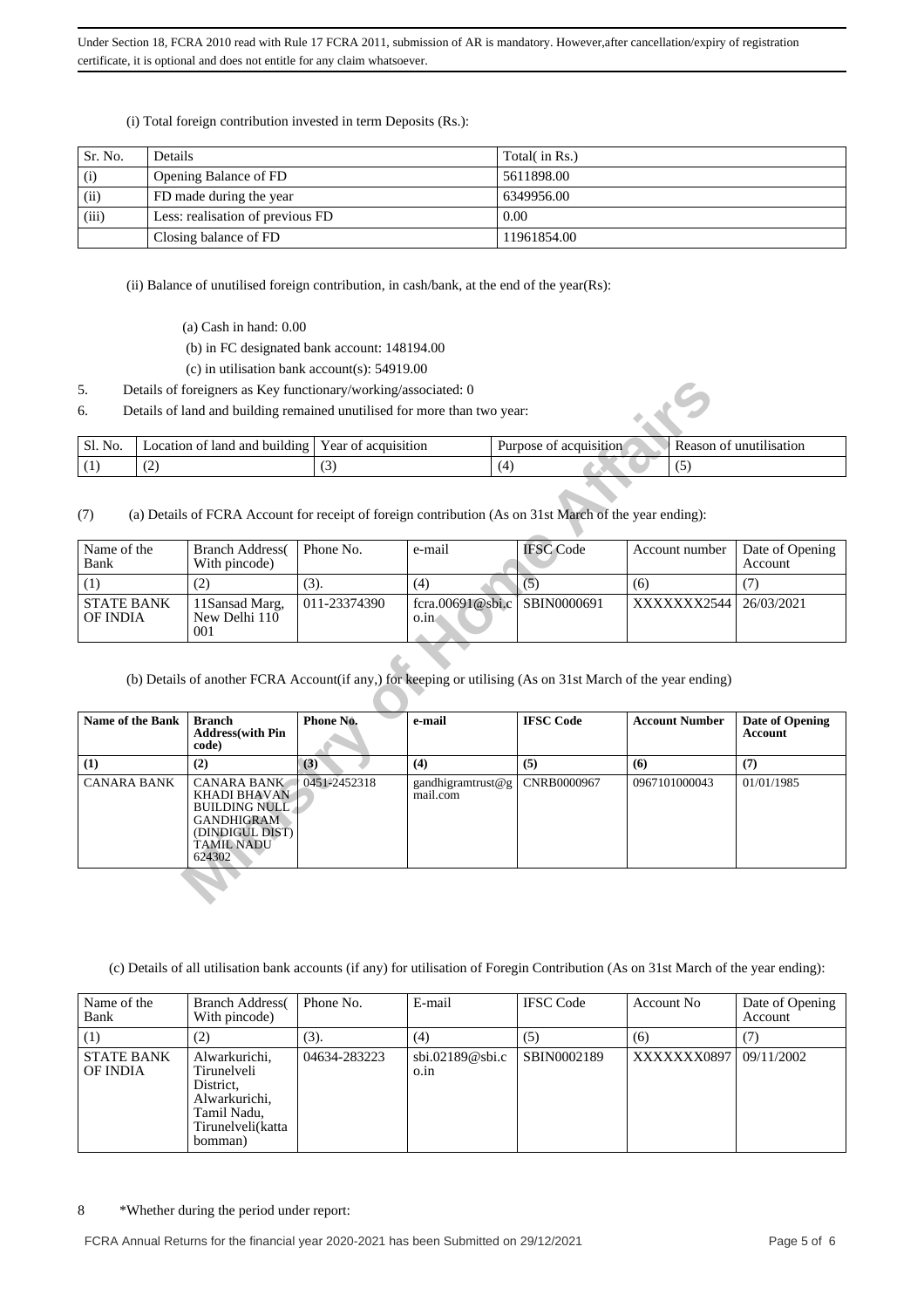Under Section 18, FCRA 2010 read with Rule 17 FCRA 2011, submission of AR is mandatory. However,after cancellation/expiry of registration certificate, it is optional and does not entitle for any claim whatsoever.

(i) Total foreign contribution invested in term Deposits (Rs.):

| Sr. No. | Details | Total( in Rs.) |
|---|---|---|
| (i) | Opening Balance of FD | 5611898.00 |
| (ii) | FD made during the year | 6349956.00 |
| (iii) | Less: realisation of previous FD | 0.00 |
| | Closing balance of FD | 11961854.00 |

(ii) Balance of unutilised foreign contribution, in cash/bank, at the end of the year(Rs):

(a) Cash in hand: 0.00

(b) in FC designated bank account: 148194.00

(c) in utilisation bank account(s): 54919.00

5. Details of foreigners as Key functionary/working/associated: 0

6. Details of land and building remained unutilised for more than two year:

| Sl. No. | Location of land and building | Year of acquisition | Purpose of acquisition | Reason of unutilisation |
|---|---|---|---|---|
| (1) | (2) | (3) | (4) | (5) |

(7) (a) Details of FCRA Account for receipt of foreign contribution (As on 31st March of the year ending):

| Name of the Bank | Branch Address( With pincode) | Phone No. | e-mail | IFSC Code | Account number | Date of Opening Account |
|---|---|---|---|---|---|---|
| (1) | (2) | (3). | (4) | (5) | (6) | (7) |
| STATE BANK OF INDIA | 11Sansad Marg, New Delhi 110 001 | 011-23374390 | fcra.00691@sbi.co.in | SBIN0000691 | XXXXXXX2544 | 26/03/2021 |

(b) Details of another FCRA Account(if any,) for keeping or utilising (As on 31st March of the year ending)

| Name of the Bank | Branch Address(with Pin code) | Phone No. | e-mail | IFSC Code | Account Number | Date of Opening Account |
|---|---|---|---|---|---|---|
| (1) | (2) | (3) | (4) | (5) | (6) | (7) |
| CANARA BANK | CANARA BANK KHADI BHAVAN BUILDING NULL GANDHIGRAM (DINDIGUL DIST) TAMIL NADU 624302 | 0451-2452318 | gandhigramtrust@gmail.com | CNRB0000967 | 0967101000043 | 01/01/1985 |

(c) Details of all utilisation bank accounts (if any) for utilisation of Foregin Contribution (As on 31st March of the year ending):

| Name of the Bank | Branch Address( With pincode) | Phone No. | E-mail | IFSC Code | Account No | Date of Opening Account |
|---|---|---|---|---|---|---|
| (1) | (2) | (3). | (4) | (5) | (6) | (7) |
| STATE BANK OF INDIA | Alwarkurichi, Tirunelveli District, Alwarkurichi, Tamil Nadu, Tirunelveli(kattabomman) | 04634-283223 | sbi.02189@sbi.co.in | SBIN0002189 | XXXXXXX0897 | 09/11/2002 |

8 *Whether during the period under report:

FCRA Annual Returns for the financial year 2020-2021 has been Submitted on 29/12/2021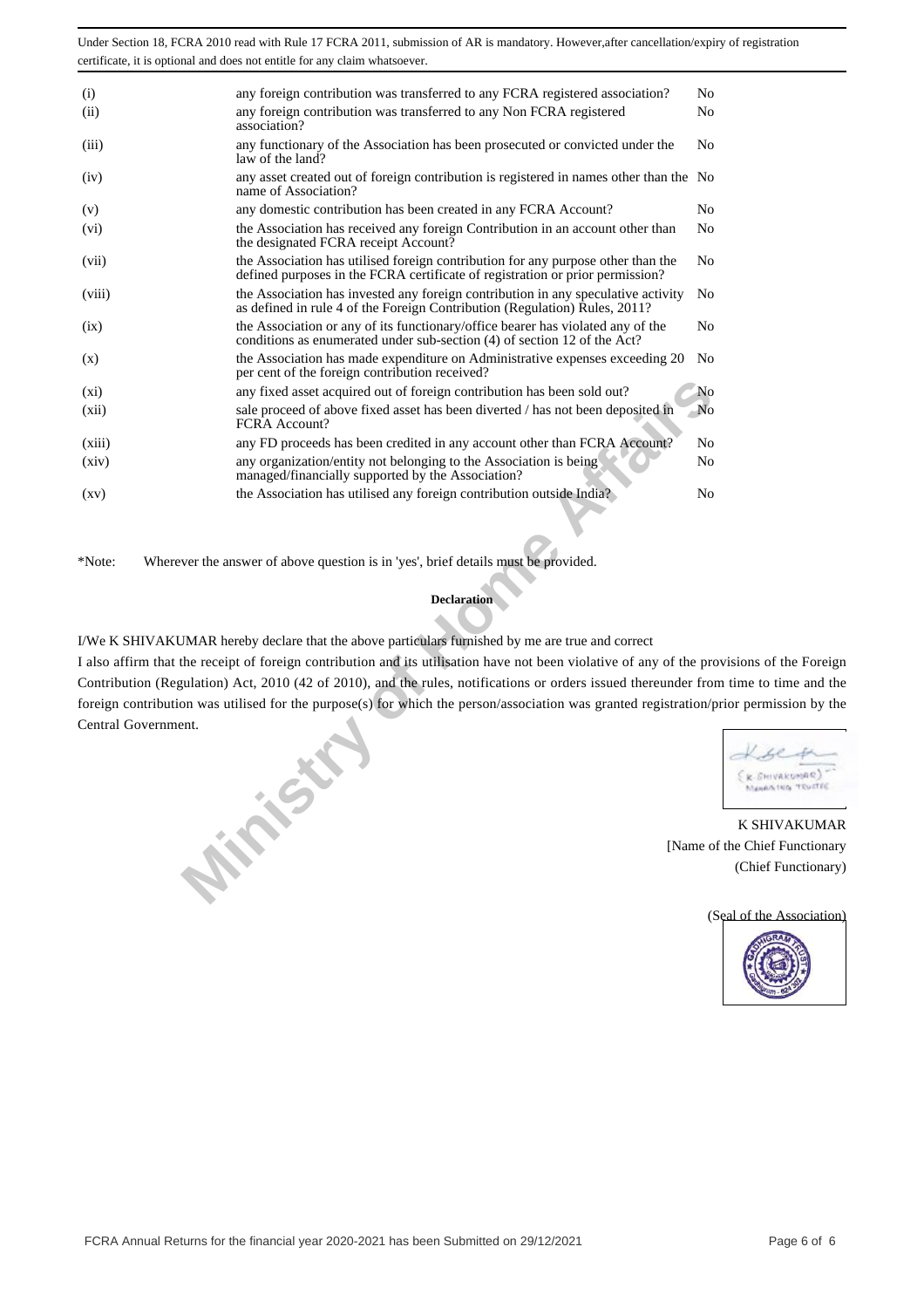Under Section 18, FCRA 2010 read with Rule 17 FCRA 2011, submission of AR is mandatory. However,after cancellation/expiry of registration certificate, it is optional and does not entitle for any claim whatsoever.

| | | |
|---|---|---|
| (i) | any foreign contribution was transferred to any FCRA registered association? | No |
| (ii) | any foreign contribution was transferred to any Non FCRA registered association? | No |
| (iii) | any functionary of the Association has been prosecuted or convicted under the law of the land? | No |
| (iv) | any asset created out of foreign contribution is registered in names other than the name of Association? | No |
| (v) | any domestic contribution has been created in any FCRA Account? | No |
| (vi) | the Association has received any foreign Contribution in an account other than the designated FCRA receipt Account? | No |
| (vii) | the Association has utilised foreign contribution for any purpose other than the defined purposes in the FCRA certificate of registration or prior permission? | No |
| (viii) | the Association has invested any foreign contribution in any speculative activity as defined in rule 4 of the Foreign Contribution (Regulation) Rules, 2011? | No |
| (ix) | the Association or any of its functionary/office bearer has violated any of the conditions as enumerated under sub-section (4) of section 12 of the Act? | No |
| (x) | the Association has made expenditure on Administrative expenses exceeding 20 per cent of the foreign contribution received? | No |
| (xi) | any fixed asset acquired out of foreign contribution has been sold out? | No |
| (xii) | sale proceed of above fixed asset has been diverted / has not been deposited in FCRA Account? | No |
| (xiii) | any FD proceeds has been credited in any account other than FCRA Account? | No |
| (xiv) | any organization/entity not belonging to the Association is being managed/financially supported by the Association? | No |
| (xv) | the Association has utilised any foreign contribution outside India? | No |

*Note: Wherever the answer of above question is in 'yes', brief details must be provided.

**Declaration**

I/We K SHIVAKUMAR hereby declare that the above particulars furnished by me are true and correct

I also affirm that the receipt of foreign contribution and its utilisation have not been violative of any of the provisions of the Foreign Contribution (Regulation) Act, 2010 (42 of 2010), and the rules, notifications or orders issued thereunder from time to time and the foreign contribution was utilised for the purpose(s) for which the person/association was granted registration/prior permission by the Central Government.

(K SHIVAKUMAR)
MANAGING TRUSTEE

K SHIVAKUMAR
[Name of the Chief Functionary
(Chief Functionary)

(Seal of the Association)

FCRA Annual Returns for the financial year 2020-2021 has been Submitted on 29/12/2021